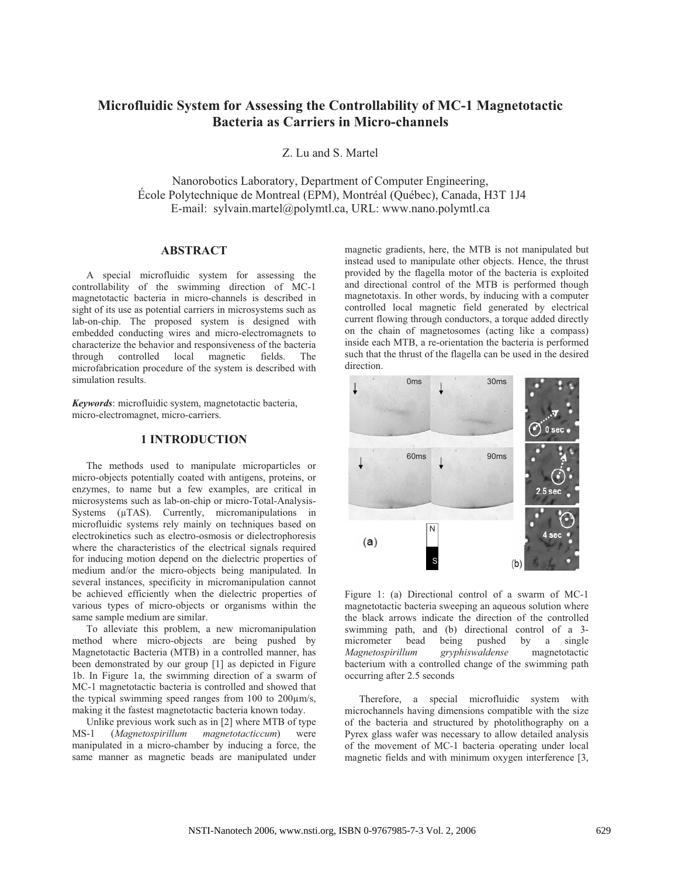# Microfluidic System for Assessing the Controllability of MC-1 Magnetotactic Bacteria as Carriers in Micro-channels

Z. Lu and S. Martel

Nanorobotics Laboratory, Department of Computer Engineering,
École Polytechnique de Montreal (EPM), Montréal (Québec), Canada, H3T 1J4
E-mail: sylvain.martel@polymtl.ca, URL: www.nano.polymtl.ca

## ABSTRACT

A special microfluidic system for assessing the controllability of the swimming direction of MC-1 magnetotactic bacteria in micro-channels is described in sight of its use as potential carriers in microsystems such as lab-on-chip. The proposed system is designed with embedded conducting wires and micro-electromagnets to characterize the behavior and responsiveness of the bacteria through controlled local magnetic fields. The microfabrication procedure of the system is described with simulation results.

***Keywords***: microfluidic system, magnetotactic bacteria, micro-electromagnet, micro-carriers.

## 1 INTRODUCTION

The methods used to manipulate microparticles or micro-objects potentially coated with antigens, proteins, or enzymes, to name but a few examples, are critical in microsystems such as lab-on-chip or micro-Total-Analysis-Systems (µTAS). Currently, micromanipulations in microfluidic systems rely mainly on techniques based on electrokinetics such as electro-osmosis or dielectrophoresis where the characteristics of the electrical signals required for inducing motion depend on the dielectric properties of medium and/or the micro-objects being manipulated. In several instances, specificity in micromanipulation cannot be achieved efficiently when the dielectric properties of various types of micro-objects or organisms within the same sample medium are similar.

To alleviate this problem, a new micromanipulation method where micro-objects are being pushed by Magnetotactic Bacteria (MTB) in a controlled manner, has been demonstrated by our group [1] as depicted in Figure 1b. In Figure 1a, the swimming direction of a swarm of MC-1 magnetotactic bacteria is controlled and showed that the typical swimming speed ranges from 100 to 200µm/s, making it the fastest magnetotactic bacteria known today.

Unlike previous work such as in [2] where MTB of type MS-1 (*Magnetospirillum magnetotacticcum*) were manipulated in a micro-chamber by inducing a force, the same manner as magnetic beads are manipulated under magnetic gradients, here, the MTB is not manipulated but instead used to manipulate other objects. Hence, the thrust provided by the flagella motor of the bacteria is exploited and directional control of the MTB is performed though magnetotaxis. In other words, by inducing with a computer controlled local magnetic field generated by electrical current flowing through conductors, a torque added directly on the chain of magnetosomes (acting like a compass) inside each MTB, a re-orientation the bacteria is performed such that the thrust of the flagella can be used in the desired direction.

Figure 1: (a) Directional control of a swarm of MC-1 magnetotactic bacteria sweeping an aqueous solution where the black arrows indicate the direction of the controlled swimming path, and (b) directional control of a 3-micrometer bead being pushed by a single *Magnetospirillum gryphiswaldense* magnetotactic bacterium with a controlled change of the swimming path occurring after 2.5 seconds

Therefore, a special microfluidic system with microchannels having dimensions compatible with the size of the bacteria and structured by photolithography on a Pyrex glass wafer was necessary to allow detailed analysis of the movement of MC-1 bacteria operating under local magnetic fields and with minimum oxygen interference [3,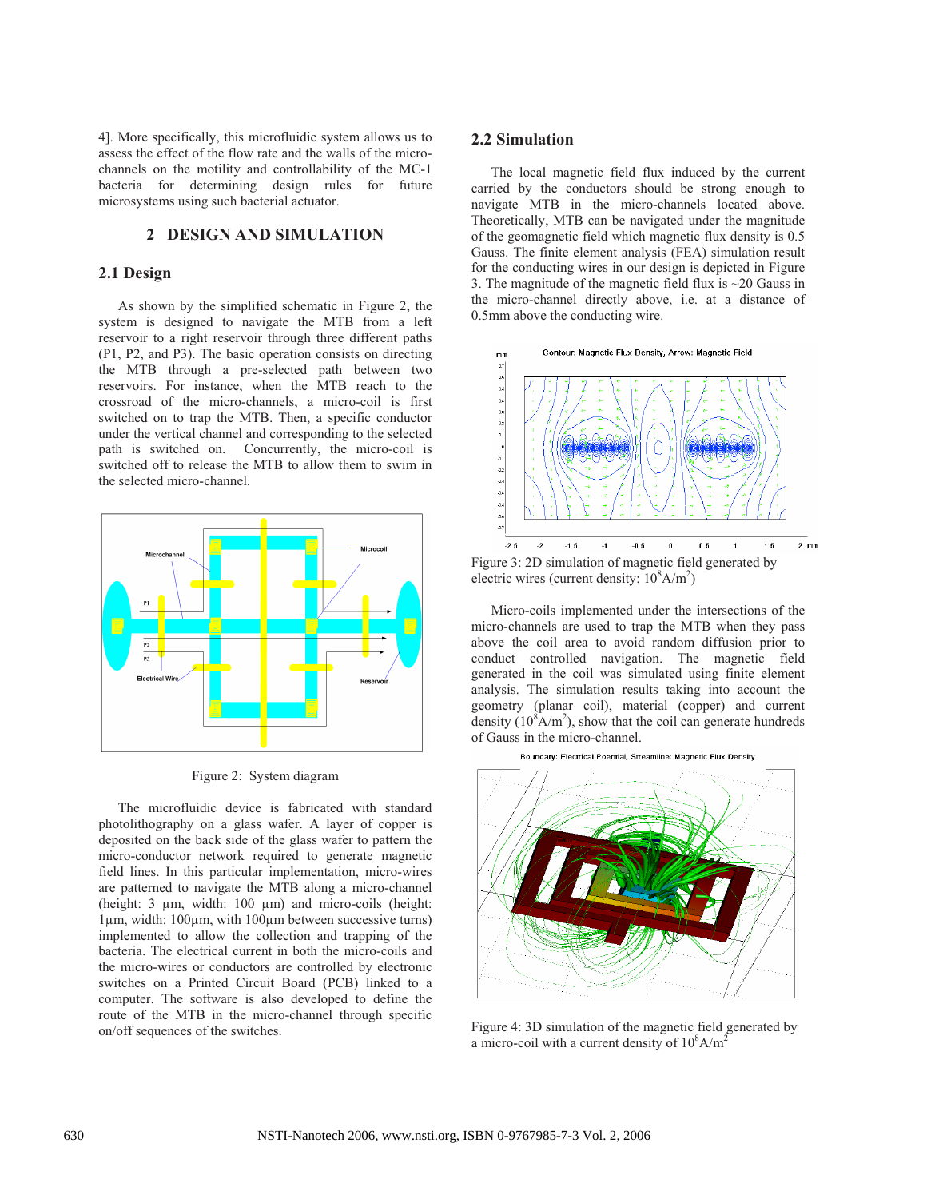4]. More specifically, this microfluidic system allows us to assess the effect of the flow rate and the walls of the micro-channels on the motility and controllability of the MC-1 bacteria for determining design rules for future microsystems using such bacterial actuator.

## 2 DESIGN AND SIMULATION

### 2.1 Design

As shown by the simplified schematic in Figure 2, the system is designed to navigate the MTB from a left reservoir to a right reservoir through three different paths (P1, P2, and P3). The basic operation consists on directing the MTB through a pre-selected path between two reservoirs. For instance, when the MTB reach to the crossroad of the micro-channels, a micro-coil is first switched on to trap the MTB. Then, a specific conductor under the vertical channel and corresponding to the selected path is switched on. Concurrently, the micro-coil is switched off to release the MTB to allow them to swim in the selected micro-channel.

Figure 2: System diagram

The microfluidic device is fabricated with standard photolithography on a glass wafer. A layer of copper is deposited on the back side of the glass wafer to pattern the micro-conductor network required to generate magnetic field lines. In this particular implementation, micro-wires are patterned to navigate the MTB along a micro-channel (height: 3 µm, width: 100 µm) and micro-coils (height: 1µm, width: 100µm, with 100µm between successive turns) implemented to allow the collection and trapping of the bacteria. The electrical current in both the micro-coils and the micro-wires or conductors are controlled by electronic switches on a Printed Circuit Board (PCB) linked to a computer. The software is also developed to define the route of the MTB in the micro-channel through specific on/off sequences of the switches.

### 2.2 Simulation

The local magnetic field flux induced by the current carried by the conductors should be strong enough to navigate MTB in the micro-channels located above. Theoretically, MTB can be navigated under the magnitude of the geomagnetic field which magnetic flux density is 0.5 Gauss. The finite element analysis (FEA) simulation result for the conducting wires in our design is depicted in Figure 3. The magnitude of the magnetic field flux is ~20 Gauss in the micro-channel directly above, i.e. at a distance of 0.5mm above the conducting wire.

Figure 3: 2D simulation of magnetic field generated by electric wires (current density: $10^8$A/m$^2$)

Micro-coils implemented under the intersections of the micro-channels are used to trap the MTB when they pass above the coil area to avoid random diffusion prior to conduct controlled navigation. The magnetic field generated in the coil was simulated using finite element analysis. The simulation results taking into account the geometry (planar coil), material (copper) and current density ($10^8$A/m$^2$), show that the coil can generate hundreds of Gauss in the micro-channel.

Figure 4: 3D simulation of the magnetic field generated by a micro-coil with a current density of $10^8$A/m$^2$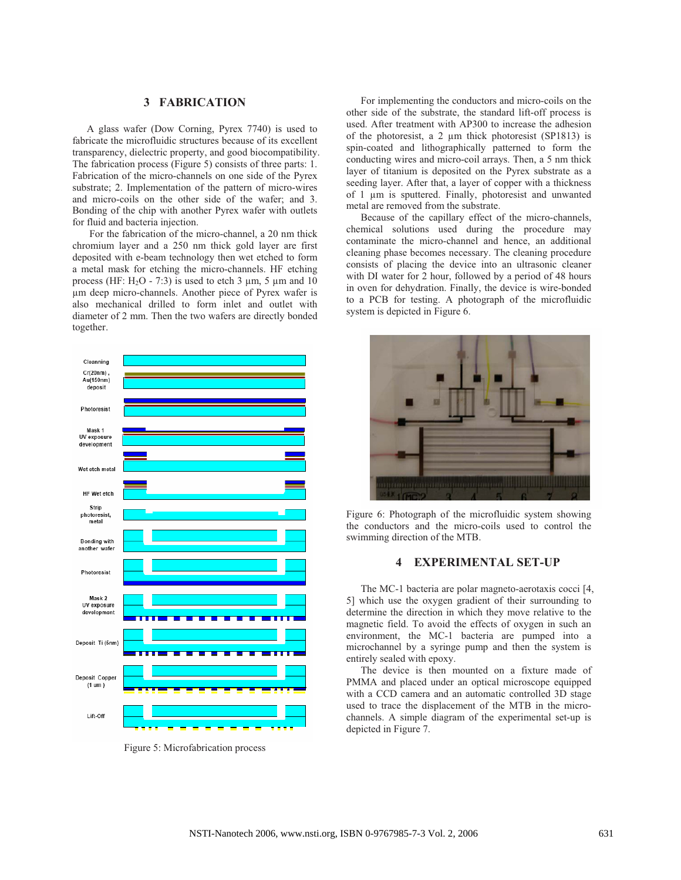## 3 FABRICATION

A glass wafer (Dow Corning, Pyrex 7740) is used to fabricate the microfluidic structures because of its excellent transparency, dielectric property, and good biocompatibility. The fabrication process (Figure 5) consists of three parts: 1. Fabrication of the micro-channels on one side of the Pyrex substrate; 2. Implementation of the pattern of micro-wires and micro-coils on the other side of the wafer; and 3. Bonding of the chip with another Pyrex wafer with outlets for fluid and bacteria injection.

For the fabrication of the micro-channel, a 20 nm thick chromium layer and a 250 nm thick gold layer are first deposited with e-beam technology then wet etched to form a metal mask for etching the micro-channels. HF etching process (HF: $H_2O$ - 7:3) is used to etch 3 µm, 5 µm and 10 µm deep micro-channels. Another piece of Pyrex wafer is also mechanical drilled to form inlet and outlet with diameter of 2 mm. Then the two wafers are directly bonded together.

Figure 5: Microfabrication process

For implementing the conductors and micro-coils on the other side of the substrate, the standard lift-off process is used. After treatment with AP300 to increase the adhesion of the photoresist, a 2 µm thick photoresist (SP1813) is spin-coated and lithographically patterned to form the conducting wires and micro-coil arrays. Then, a 5 nm thick layer of titanium is deposited on the Pyrex substrate as a seeding layer. After that, a layer of copper with a thickness of 1 µm is sputtered. Finally, photoresist and unwanted metal are removed from the substrate.

Because of the capillary effect of the micro-channels, chemical solutions used during the procedure may contaminate the micro-channel and hence, an additional cleaning phase becomes necessary. The cleaning procedure consists of placing the device into an ultrasonic cleaner with DI water for 2 hour, followed by a period of 48 hours in oven for dehydration. Finally, the device is wire-bonded to a PCB for testing. A photograph of the microfluidic system is depicted in Figure 6.

Figure 6: Photograph of the microfluidic system showing the conductors and the micro-coils used to control the swimming direction of the MTB.

## 4 EXPERIMENTAL SET-UP

The MC-1 bacteria are polar magneto-aerotaxis cocci [4, 5] which use the oxygen gradient of their surrounding to determine the direction in which they move relative to the magnetic field. To avoid the effects of oxygen in such an environment, the MC-1 bacteria are pumped into a microchannel by a syringe pump and then the system is entirely sealed with epoxy.

The device is then mounted on a fixture made of PMMA and placed under an optical microscope equipped with a CCD camera and an automatic controlled 3D stage used to trace the displacement of the MTB in the micro-channels. A simple diagram of the experimental set-up is depicted in Figure 7.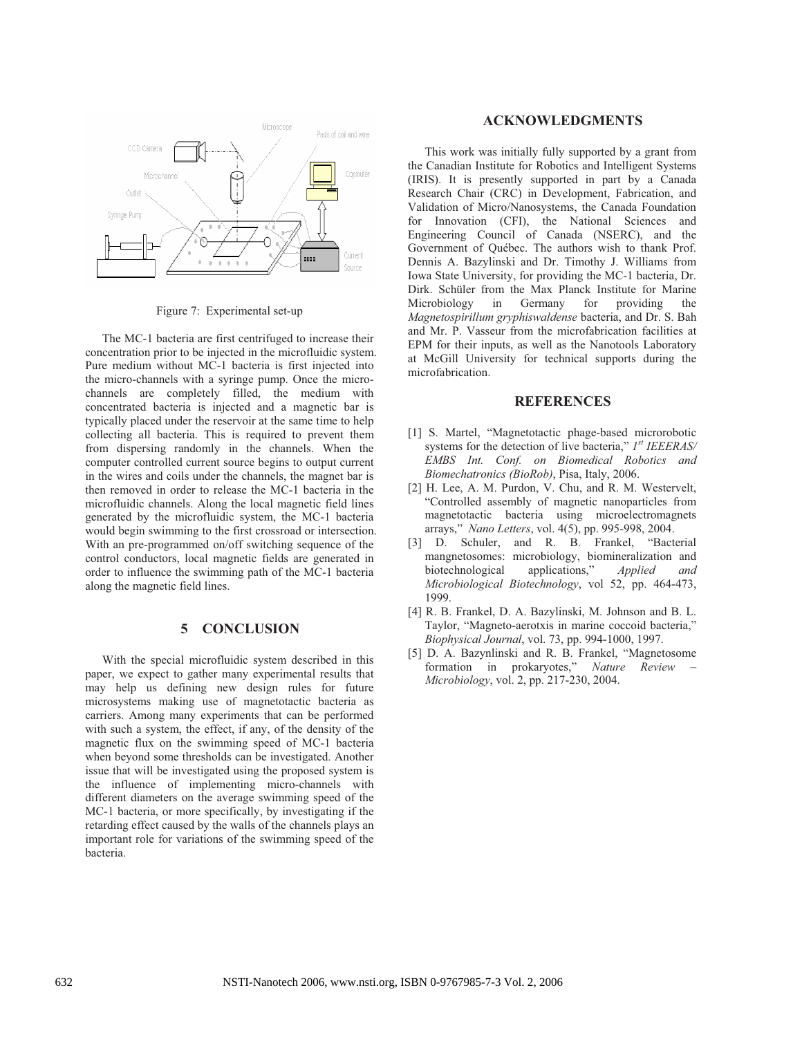Microscope
Pads of coil and wire
CCD Camera
Microchannel
Outlet
Syringe Pump
Computer
Current Source

Figure 7: Experimental set-up

The MC-1 bacteria are first centrifuged to increase their concentration prior to be injected in the microfluidic system. Pure medium without MC-1 bacteria is first injected into the micro-channels with a syringe pump. Once the micro-channels are completely filled, the medium with concentrated bacteria is injected and a magnetic bar is typically placed under the reservoir at the same time to help collecting all bacteria. This is required to prevent them from dispersing randomly in the channels. When the computer controlled current source begins to output current in the wires and coils under the channels, the magnet bar is then removed in order to release the MC-1 bacteria in the microfluidic channels. Along the local magnetic field lines generated by the microfluidic system, the MC-1 bacteria would begin swimming to the first crossroad or intersection. With an pre-programmed on/off switching sequence of the control conductors, local magnetic fields are generated in order to influence the swimming path of the MC-1 bacteria along the magnetic field lines.

## 5 CONCLUSION

With the special microfluidic system described in this paper, we expect to gather many experimental results that may help us defining new design rules for future microsystems making use of magnetotactic bacteria as carriers. Among many experiments that can be performed with such a system, the effect, if any, of the density of the magnetic flux on the swimming speed of MC-1 bacteria when beyond some thresholds can be investigated. Another issue that will be investigated using the proposed system is the influence of implementing micro-channels with different diameters on the average swimming speed of the MC-1 bacteria, or more specifically, by investigating if the retarding effect caused by the walls of the channels plays an important role for variations of the swimming speed of the bacteria.

## ACKNOWLEDGMENTS

This work was initially fully supported by a grant from the Canadian Institute for Robotics and Intelligent Systems (IRIS). It is presently supported in part by a Canada Research Chair (CRC) in Development, Fabrication, and Validation of Micro/Nanosystems, the Canada Foundation for Innovation (CFI), the National Sciences and Engineering Council of Canada (NSERC), and the Government of Québec. The authors wish to thank Prof. Dennis A. Bazylinski and Dr. Timothy J. Williams from Iowa State University, for providing the MC-1 bacteria, Dr. Dirk. Schüler from the Max Planck Institute for Marine Microbiology in Germany for providing the *Magnetospirillum gryphiswaldense* bacteria, and Dr. S. Bah and Mr. P. Vasseur from the microfabrication facilities at EPM for their inputs, as well as the Nanotools Laboratory at McGill University for technical supports during the microfabrication.

## REFERENCES

[1] S. Martel, "Magnetotactic phage-based microrobotic systems for the detection of live bacteria," *1st IEEERAS/ EMBS Int. Conf. on Biomedical Robotics and Biomechatronics (BioRob)*, Pisa, Italy, 2006.

[2] H. Lee, A. M. Purdon, V. Chu, and R. M. Westervelt, "Controlled assembly of magnetic nanoparticles from magnetotactic bacteria using microelectromagnets arrays," *Nano Letters*, vol. 4(5), pp. 995-998, 2004.

[3] D. Schuler, and R. B. Frankel, "Bacterial mangnetosomes: microbiology, biomineralization and biotechnological applications," *Applied and Microbiological Biotechnology*, vol 52, pp. 464-473, 1999.

[4] R. B. Frankel, D. A. Bazylinski, M. Johnson and B. L. Taylor, "Magneto-aerotxis in marine coccoid bacteria," *Biophysical Journal*, vol. 73, pp. 994-1000, 1997.

[5] D. A. Bazynlinski and R. B. Frankel, "Magnetosome formation in prokaryotes," *Nature Review – Microbiology*, vol. 2, pp. 217-230, 2004.